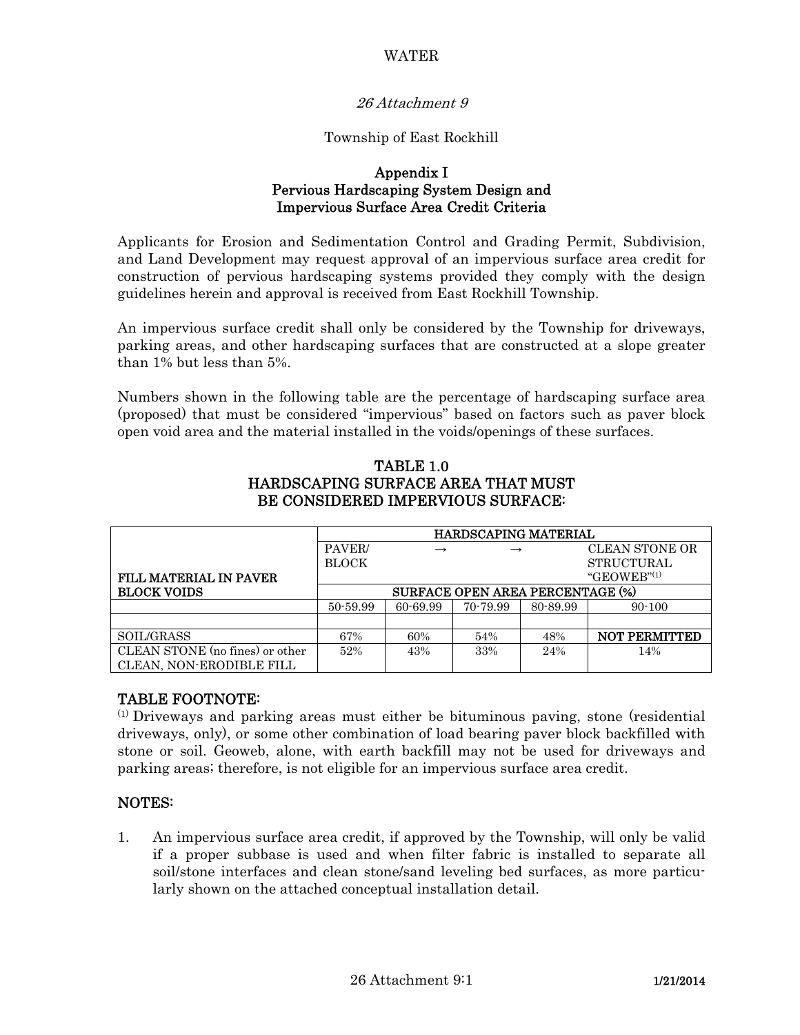WATER

*26 Attachment 9*

Township of East Rockhill

## Appendix I
## Pervious Hardscaping System Design and Impervious Surface Area Credit Criteria

Applicants for Erosion and Sedimentation Control and Grading Permit, Subdivision, and Land Development may request approval of an impervious surface area credit for construction of pervious hardscaping systems provided they comply with the design guidelines herein and approval is received from East Rockhill Township.

An impervious surface credit shall only be considered by the Township for driveways, parking areas, and other hardscaping surfaces that are constructed at a slope greater than 1% but less than 5%.

Numbers shown in the following table are the percentage of hardscaping surface area (proposed) that must be considered "impervious" based on factors such as paver block open void area and the material installed in the voids/openings of these surfaces.

### TABLE 1.0
### HARDSCAPING SURFACE AREA THAT MUST BE CONSIDERED IMPERVIOUS SURFACE:

| | **HARDSCAPING MATERIAL** | | | | |
|---|---|---|---|---|---|
| **FILL MATERIAL IN PAVER BLOCK VOIDS** | PAVER/ BLOCK | → | → | | CLEAN STONE OR STRUCTURAL "GEOWEB"[(1)] |
| | **SURFACE OPEN AREA PERCENTAGE (%)** | | | | |
| | 50-59.99 | 60-69.99 | 70-79.99 | 80-89.99 | 90-100 |
| | | | | | |
| SOIL/GRASS | 67% | 60% | 54% | 48% | **NOT PERMITTED** |
| CLEAN STONE (no fines) or other CLEAN, NON-ERODIBLE FILL | 52% | 43% | 33% | 24% | 14% |

### TABLE FOOTNOTE:

[(1)] Driveways and parking areas must either be bituminous paving, stone (residential driveways, only), or some other combination of load bearing paver block backfilled with stone or soil. Geoweb, alone, with earth backfill may not be used for driveways and parking areas; therefore, is not eligible for an impervious surface area credit.

### NOTES:

1. An impervious surface area credit, if approved by the Township, will only be valid if a proper subbase is used and when filter fabric is installed to separate all soil/stone interfaces and clean stone/sand leveling bed surfaces, as more particularly shown on the attached conceptual installation detail.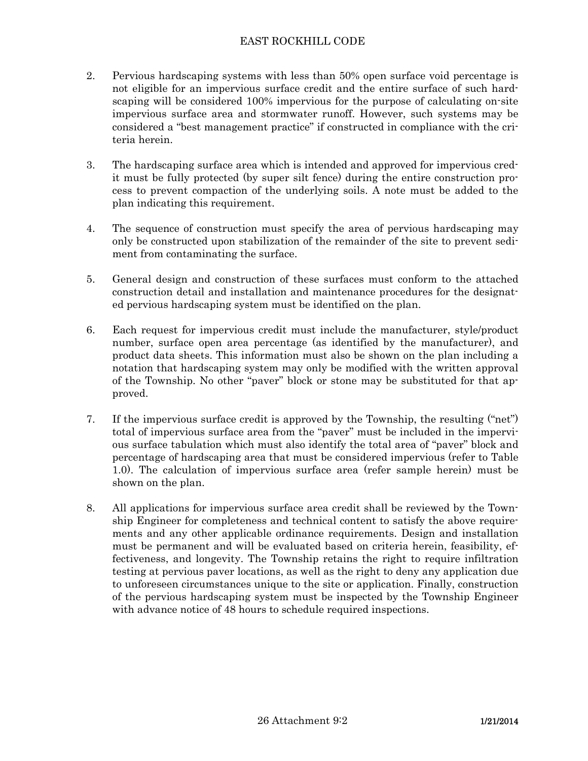2. Pervious hardscaping systems with less than 50% open surface void percentage is not eligible for an impervious surface credit and the entire surface of such hardscaping will be considered 100% impervious for the purpose of calculating on-site impervious surface area and stormwater runoff. However, such systems may be considered a "best management practice" if constructed in compliance with the criteria herein.

3. The hardscaping surface area which is intended and approved for impervious credit must be fully protected (by super silt fence) during the entire construction process to prevent compaction of the underlying soils. A note must be added to the plan indicating this requirement.

4. The sequence of construction must specify the area of pervious hardscaping may only be constructed upon stabilization of the remainder of the site to prevent sediment from contaminating the surface.

5. General design and construction of these surfaces must conform to the attached construction detail and installation and maintenance procedures for the designated pervious hardscaping system must be identified on the plan.

6. Each request for impervious credit must include the manufacturer, style/product number, surface open area percentage (as identified by the manufacturer), and product data sheets. This information must also be shown on the plan including a notation that hardscaping system may only be modified with the written approval of the Township. No other "paver" block or stone may be substituted for that approved.

7. If the impervious surface credit is approved by the Township, the resulting ("net") total of impervious surface area from the "paver" must be included in the impervious surface tabulation which must also identify the total area of "paver" block and percentage of hardscaping area that must be considered impervious (refer to Table 1.0). The calculation of impervious surface area (refer sample herein) must be shown on the plan.

8. All applications for impervious surface area credit shall be reviewed by the Township Engineer for completeness and technical content to satisfy the above requirements and any other applicable ordinance requirements. Design and installation must be permanent and will be evaluated based on criteria herein, feasibility, effectiveness, and longevity. The Township retains the right to require infiltration testing at pervious paver locations, as well as the right to deny any application due to unforeseen circumstances unique to the site or application. Finally, construction of the pervious hardscaping system must be inspected by the Township Engineer with advance notice of 48 hours to schedule required inspections.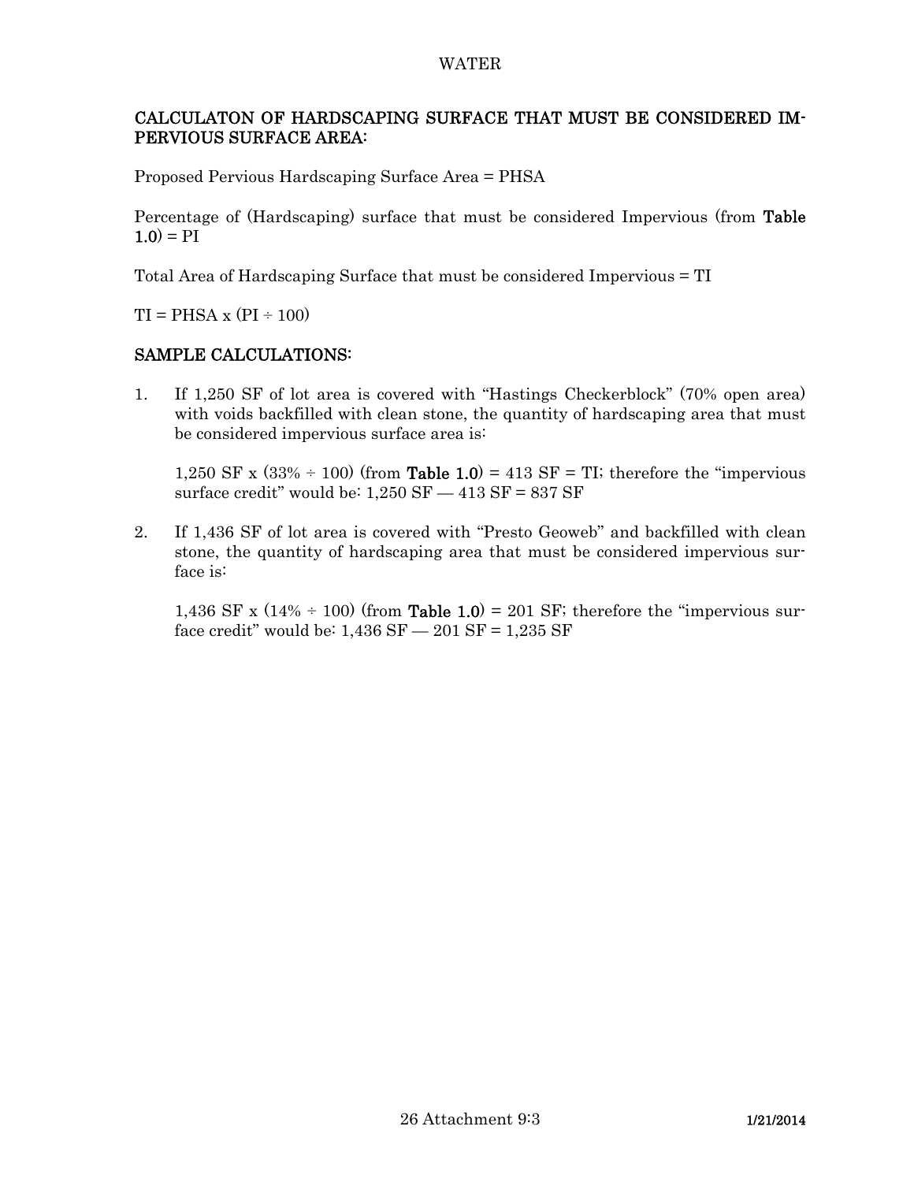## CALCULATON OF HARDSCAPING SURFACE THAT MUST BE CONSIDERED IMPERVIOUS SURFACE AREA:

Proposed Pervious Hardscaping Surface Area = PHSA

Percentage of (Hardscaping) surface that must be considered Impervious (from **Table 1.0**) = PI

Total Area of Hardscaping Surface that must be considered Impervious = TI

TI = PHSA x (PI ÷ 100)

## SAMPLE CALCULATIONS:

1. If 1,250 SF of lot area is covered with "Hastings Checkerblock" (70% open area) with voids backfilled with clean stone, the quantity of hardscaping area that must be considered impervious surface area is:

   1,250 SF x (33% ÷ 100) (from **Table 1.0**) = 413 SF = TI; therefore the "impervious surface credit" would be: 1,250 SF — 413 SF = 837 SF

2. If 1,436 SF of lot area is covered with "Presto Geoweb" and backfilled with clean stone, the quantity of hardscaping area that must be considered impervious surface is:

   1,436 SF x (14% ÷ 100) (from **Table 1.0**) = 201 SF; therefore the "impervious surface credit" would be: 1,436 SF — 201 SF = 1,235 SF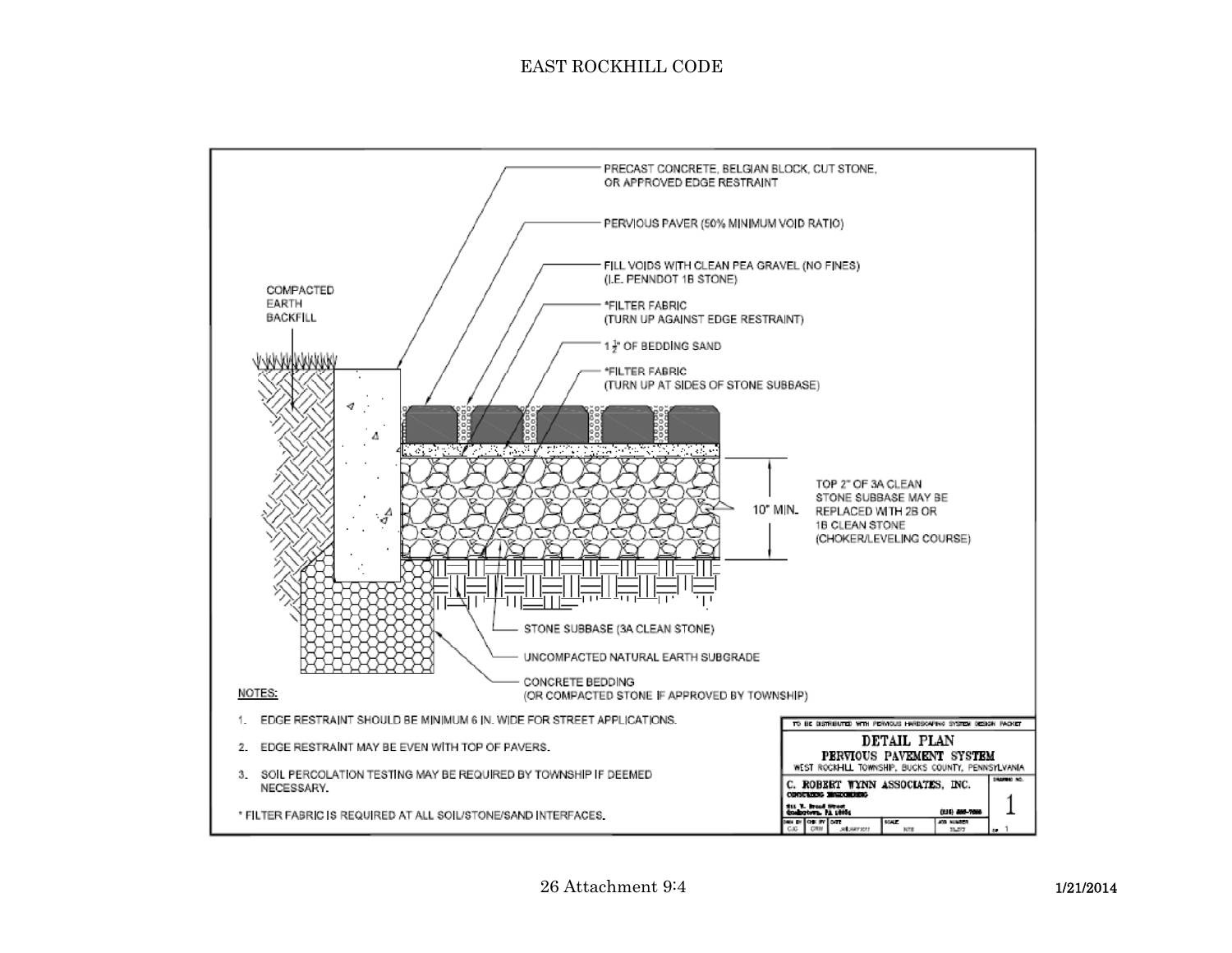PRECAST CONCRETE, BELGIAN BLOCK, CUT STONE, OR APPROVED EDGE RESTRAINT

PERVIOUS PAVER (50% MINIMUM VOID RATIO)

FILL VOIDS WITH CLEAN PEA GRAVEL (NO FINES) (I.E. PENNDOT 1B STONE)

COMPACTED EARTH BACKFILL

*FILTER FABRIC (TURN UP AGAINST EDGE RESTRAINT)

1 ½" OF BEDDING SAND

*FILTER FABRIC (TURN UP AT SIDES OF STONE SUBBASE)

10" MIN.

TOP 2" OF 3A CLEAN STONE SUBBASE MAY BE REPLACED WITH 2B OR 1B CLEAN STONE (CHOKER/LEVELING COURSE)

STONE SUBBASE (3A CLEAN STONE)

UNCOMPACTED NATURAL EARTH SUBGRADE

CONCRETE BEDDING (OR COMPACTED STONE IF APPROVED BY TOWNSHIP)

NOTES:

1. EDGE RESTRAINT SHOULD BE MINIMUM 6 IN. WIDE FOR STREET APPLICATIONS.
2. EDGE RESTRAINT MAY BE EVEN WITH TOP OF PAVERS.
3. SOIL PERCOLATION TESTING MAY BE REQUIRED BY TOWNSHIP IF DEEMED NECESSARY.

* FILTER FABRIC IS REQUIRED AT ALL SOIL/STONE/SAND INTERFACES.

TO BE DISTRIBUTED WITH PERVIOUS HARDSCAPING SYSTEM DESIGN PACKET

DETAIL PLAN

PERVIOUS PAVEMENT SYSTEM

WEST ROCKHILL TOWNSHIP, BUCKS COUNTY, PENNSYLVANIA

C. ROBERT WYNN ASSOCIATES, INC.

CONSULTING ENGINEERING

DRAWING NO. 1

26 Attachment 9:4

1/21/2014